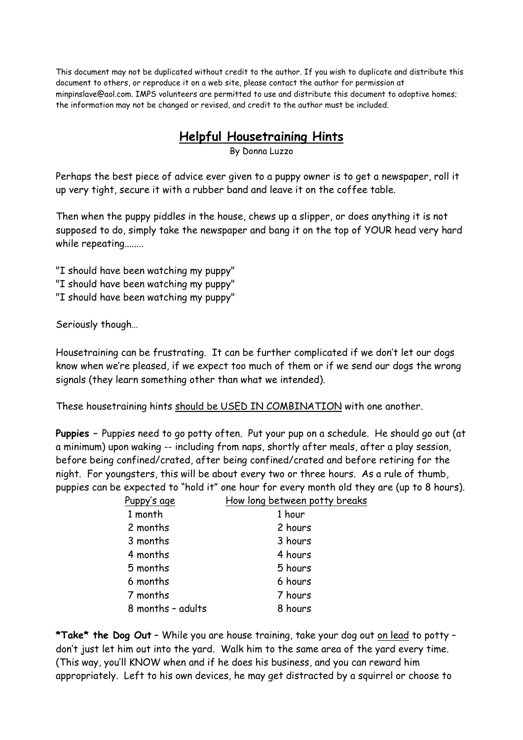This document may not be duplicated without credit to the author. If you wish to duplicate and distribute this document to others, or reproduce it on a web site, please contact the author for permission at minpinslave@aol.com. IMPS volunteers are permitted to use and distribute this document to adoptive homes; the information may not be changed or revised, and credit to the author must be included.

# Helpful Housetraining Hints

By Donna Luzzo

Perhaps the best piece of advice ever given to a puppy owner is to get a newspaper, roll it up very tight, secure it with a rubber band and leave it on the coffee table.

Then when the puppy piddles in the house, chews up a slipper, or does anything it is not supposed to do, simply take the newspaper and bang it on the top of YOUR head very hard while repeating........

"I should have been watching my puppy"
"I should have been watching my puppy"
"I should have been watching my puppy"

Seriously though…

Housetraining can be frustrating. It can be further complicated if we don't let our dogs know when we're pleased, if we expect too much of them or if we send our dogs the wrong signals (they learn something other than what we intended).

These housetraining hints <u>should be USED IN COMBINATION</u> with one another.

**Puppies** – Puppies need to go potty often. Put your pup on a schedule. He should go out (at a minimum) upon waking -- including from naps, shortly after meals, after a play session, before being confined/crated, after being confined/crated and before retiring for the night. For youngsters, this will be about every two or three hours. As a rule of thumb, puppies can be expected to "hold it" one hour for every month old they are (up to 8 hours).

| Puppy's age | How long between potty breaks |
| --- | --- |
| 1 month | 1 hour |
| 2 months | 2 hours |
| 3 months | 3 hours |
| 4 months | 4 hours |
| 5 months | 5 hours |
| 6 months | 6 hours |
| 7 months | 7 hours |
| 8 months – adults | 8 hours |

***Take* the Dog Out** – While you are house training, take your dog out <u>on lead</u> to potty – don't just let him out into the yard. Walk him to the same area of the yard every time. (This way, you'll KNOW when and if he does his business, and you can reward him appropriately. Left to his own devices, he may get distracted by a squirrel or choose to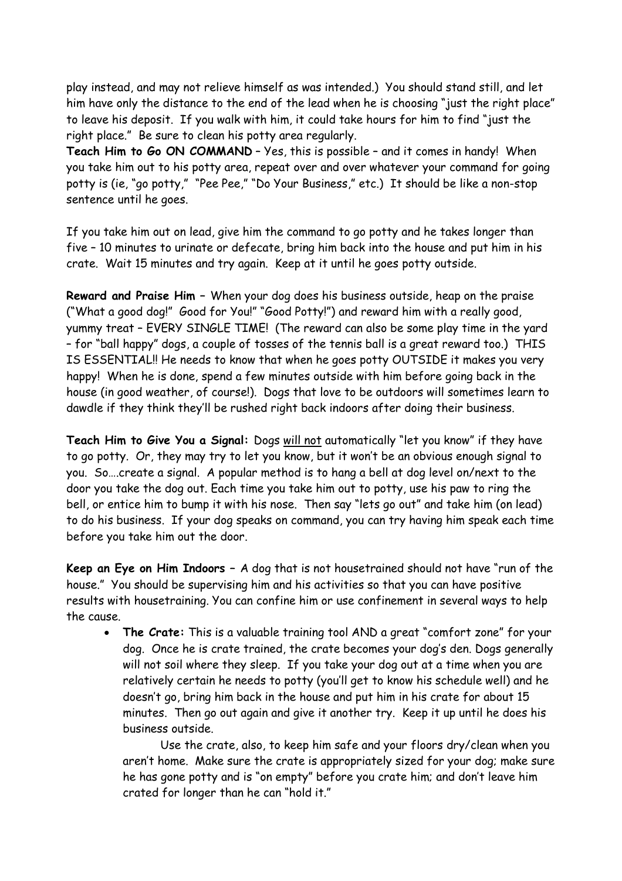play instead, and may not relieve himself as was intended.) You should stand still, and let him have only the distance to the end of the lead when he is choosing "just the right place" to leave his deposit. If you walk with him, it could take hours for him to find "just the right place." Be sure to clean his potty area regularly.

**Teach Him to Go ON COMMAND** – Yes, this is possible – and it comes in handy! When you take him out to his potty area, repeat over and over whatever your command for going potty is (ie, "go potty," "Pee Pee," "Do Your Business," etc.) It should be like a non-stop sentence until he goes.

If you take him out on lead, give him the command to go potty and he takes longer than five – 10 minutes to urinate or defecate, bring him back into the house and put him in his crate. Wait 15 minutes and try again. Keep at it until he goes potty outside.

**Reward and Praise Him** – When your dog does his business outside, heap on the praise ("What a good dog!" Good for You!" "Good Potty!") and reward him with a really good, yummy treat – EVERY SINGLE TIME! (The reward can also be some play time in the yard – for "ball happy" dogs, a couple of tosses of the tennis ball is a great reward too.) THIS IS ESSENTIAL!! He needs to know that when he goes potty OUTSIDE it makes you very happy! When he is done, spend a few minutes outside with him before going back in the house (in good weather, of course!). Dogs that love to be outdoors will sometimes learn to dawdle if they think they'll be rushed right back indoors after doing their business.

**Teach Him to Give You a Signal:** Dogs <u>will not</u> automatically "let you know" if they have to go potty. Or, they may try to let you know, but it won't be an obvious enough signal to you. So….create a signal. A popular method is to hang a bell at dog level on/next to the door you take the dog out. Each time you take him out to potty, use his paw to ring the bell, or entice him to bump it with his nose. Then say "lets go out" and take him (on lead) to do his business. If your dog speaks on command, you can try having him speak each time before you take him out the door.

**Keep an Eye on Him Indoors** – A dog that is not housetrained should not have "run of the house." You should be supervising him and his activities so that you can have positive results with housetraining. You can confine him or use confinement in several ways to help the cause.

- **The Crate:** This is a valuable training tool AND a great "comfort zone" for your dog. Once he is crate trained, the crate becomes your dog's den. Dogs generally will not soil where they sleep. If you take your dog out at a time when you are relatively certain he needs to potty (you'll get to know his schedule well) and he doesn't go, bring him back in the house and put him in his crate for about 15 minutes. Then go out again and give it another try. Keep it up until he does his business outside.

  Use the crate, also, to keep him safe and your floors dry/clean when you aren't home. Make sure the crate is appropriately sized for your dog; make sure he has gone potty and is "on empty" before you crate him; and don't leave him crated for longer than he can "hold it."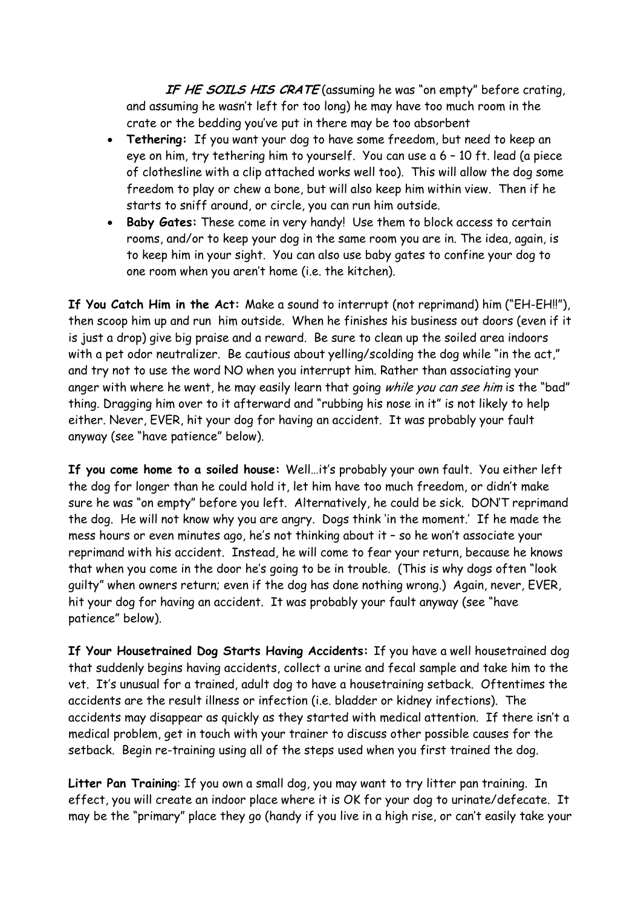**_IF HE SOILS HIS CRATE_** (assuming he was "on empty" before crating, and assuming he wasn't left for too long) he may have too much room in the crate or the bedding you've put in there may be too absorbent

- **Tethering:** If you want your dog to have some freedom, but need to keep an eye on him, try tethering him to yourself. You can use a 6 – 10 ft. lead (a piece of clothesline with a clip attached works well too). This will allow the dog some freedom to play or chew a bone, but will also keep him within view. Then if he starts to sniff around, or circle, you can run him outside.
- **Baby Gates:** These come in very handy! Use them to block access to certain rooms, and/or to keep your dog in the same room you are in. The idea, again, is to keep him in your sight. You can also use baby gates to confine your dog to one room when you aren't home (i.e. the kitchen).

**If You Catch Him in the Act:** Make a sound to interrupt (not reprimand) him ("EH-EH!!"), then scoop him up and run him outside. When he finishes his business out doors (even if it is just a drop) give big praise and a reward. Be sure to clean up the soiled area indoors with a pet odor neutralizer. Be cautious about yelling/scolding the dog while "in the act," and try not to use the word NO when you interrupt him. Rather than associating your anger with where he went, he may easily learn that going *while you can see him* is the "bad" thing. Dragging him over to it afterward and "rubbing his nose in it" is not likely to help either. Never, EVER, hit your dog for having an accident. It was probably your fault anyway (see "have patience" below).

**If you come home to a soiled house:** Well…it's probably your own fault. You either left the dog for longer than he could hold it, let him have too much freedom, or didn't make sure he was "on empty" before you left. Alternatively, he could be sick. DON'T reprimand the dog. He will not know why you are angry. Dogs think 'in the moment.' If he made the mess hours or even minutes ago, he's not thinking about it – so he won't associate your reprimand with his accident. Instead, he will come to fear your return, because he knows that when you come in the door he's going to be in trouble. (This is why dogs often "look guilty" when owners return; even if the dog has done nothing wrong.) Again, never, EVER, hit your dog for having an accident. It was probably your fault anyway (see "have patience" below).

**If Your Housetrained Dog Starts Having Accidents:** If you have a well housetrained dog that suddenly begins having accidents, collect a urine and fecal sample and take him to the vet. It's unusual for a trained, adult dog to have a housetraining setback. Oftentimes the accidents are the result illness or infection (i.e. bladder or kidney infections). The accidents may disappear as quickly as they started with medical attention. If there isn't a medical problem, get in touch with your trainer to discuss other possible causes for the setback. Begin re-training using all of the steps used when you first trained the dog.

**Litter Pan Training**: If you own a small dog, you may want to try litter pan training. In effect, you will create an indoor place where it is OK for your dog to urinate/defecate. It may be the "primary" place they go (handy if you live in a high rise, or can't easily take your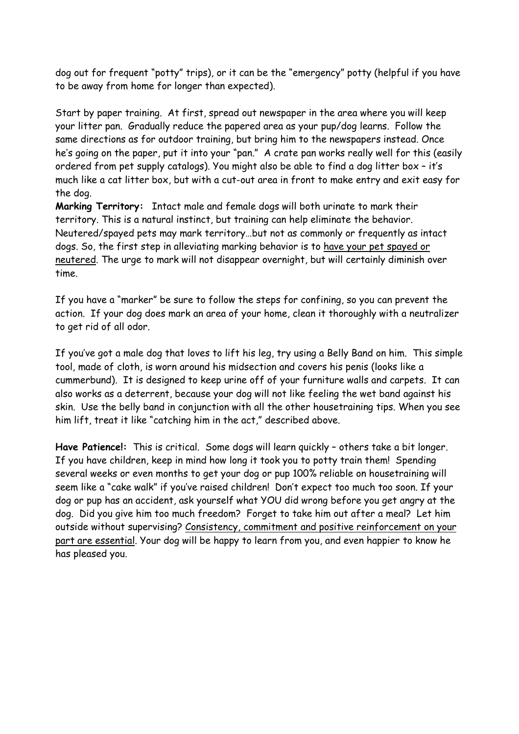dog out for frequent "potty" trips), or it can be the "emergency" potty (helpful if you have to be away from home for longer than expected).

Start by paper training. At first, spread out newspaper in the area where you will keep your litter pan. Gradually reduce the papered area as your pup/dog learns. Follow the same directions as for outdoor training, but bring him to the newspapers instead. Once he's going on the paper, put it into your "pan." A crate pan works really well for this (easily ordered from pet supply catalogs). You might also be able to find a dog litter box – it's much like a cat litter box, but with a cut-out area in front to make entry and exit easy for the dog.

**Marking Territory:** Intact male and female dogs will both urinate to mark their territory. This is a natural instinct, but training can help eliminate the behavior. Neutered/spayed pets may mark territory…but not as commonly or frequently as intact dogs. So, the first step in alleviating marking behavior is to <u>have your pet spayed or neutered</u>. The urge to mark will not disappear overnight, but will certainly diminish over time.

If you have a "marker" be sure to follow the steps for confining, so you can prevent the action. If your dog does mark an area of your home, clean it thoroughly with a neutralizer to get rid of all odor.

If you've got a male dog that loves to lift his leg, try using a Belly Band on him. This simple tool, made of cloth, is worn around his midsection and covers his penis (looks like a cummerbund). It is designed to keep urine off of your furniture walls and carpets. It can also works as a deterrent, because your dog will not like feeling the wet band against his skin. Use the belly band in conjunction with all the other housetraining tips. When you see him lift, treat it like "catching him in the act," described above.

**Have Patience!:** This is critical. Some dogs will learn quickly – others take a bit longer. If you have children, keep in mind how long it took you to potty train them! Spending several weeks or even months to get your dog or pup 100% reliable on housetraining will seem like a "cake walk" if you've raised children! Don't expect too much too soon. If your dog or pup has an accident, ask yourself what YOU did wrong before you get angry at the dog. Did you give him too much freedom? Forget to take him out after a meal? Let him outside without supervising? <u>Consistency, commitment and positive reinforcement on your part are essential</u>. Your dog will be happy to learn from you, and even happier to know he has pleased you.